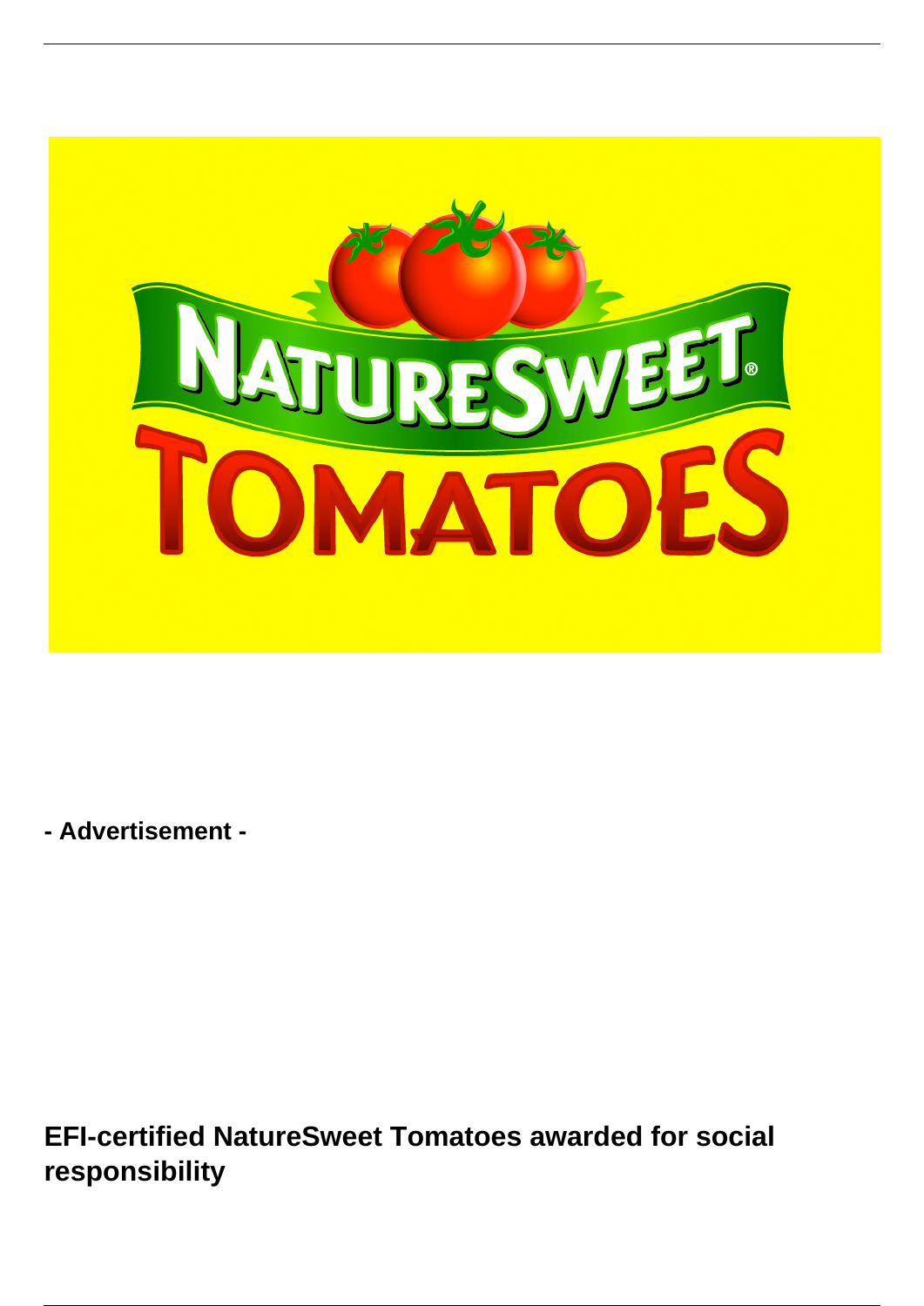- Advertisement -

## EFI-certified NatureSweet Tomatoes awarded for social responsibility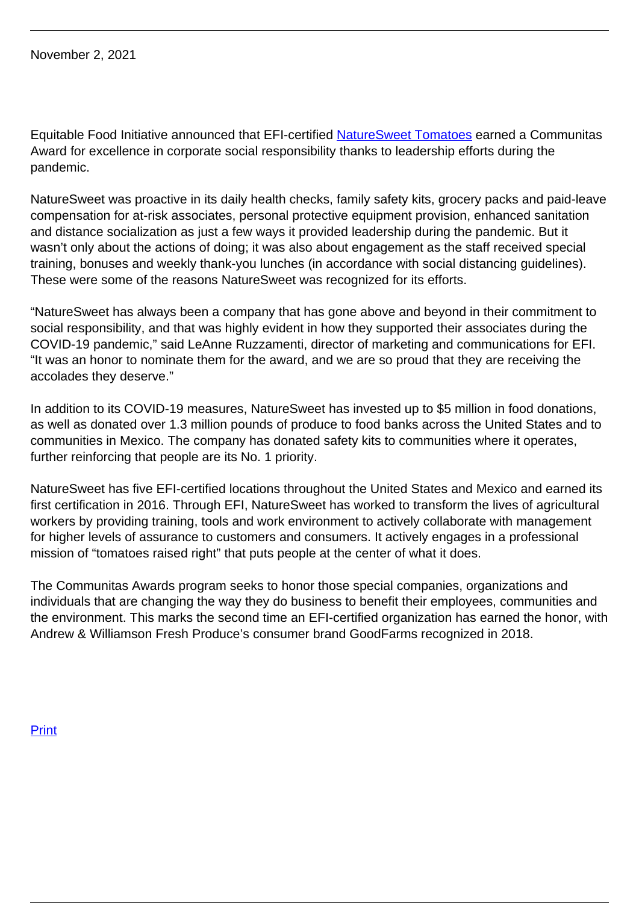November 2, 2021

Equitable Food Initiative announced that EFI-certified NatureSweet Tomatoes earned a Communitas Award for excellence in corporate social responsibility thanks to leadership efforts during the pandemic.

NatureSweet was proactive in its daily health checks, family safety kits, grocery packs and paid-leave compensation for at-risk associates, personal protective equipment provision, enhanced sanitation and distance socialization as just a few ways it provided leadership during the pandemic. But it wasn't only about the actions of doing; it was also about engagement as the staff received special training, bonuses and weekly thank-you lunches (in accordance with social distancing guidelines). These were some of the reasons NatureSweet was recognized for its efforts.

"NatureSweet has always been a company that has gone above and beyond in their commitment to social responsibility, and that was highly evident in how they supported their associates during the COVID-19 pandemic," said LeAnne Ruzzamenti, director of marketing and communications for EFI. "It was an honor to nominate them for the award, and we are so proud that they are receiving the accolades they deserve."

In addition to its COVID-19 measures, NatureSweet has invested up to $5 million in food donations, as well as donated over 1.3 million pounds of produce to food banks across the United States and to communities in Mexico. The company has donated safety kits to communities where it operates, further reinforcing that people are its No. 1 priority.

NatureSweet has five EFI-certified locations throughout the United States and Mexico and earned its first certification in 2016. Through EFI, NatureSweet has worked to transform the lives of agricultural workers by providing training, tools and work environment to actively collaborate with management for higher levels of assurance to customers and consumers. It actively engages in a professional mission of "tomatoes raised right" that puts people at the center of what it does.

The Communitas Awards program seeks to honor those special companies, organizations and individuals that are changing the way they do business to benefit their employees, communities and the environment. This marks the second time an EFI-certified organization has earned the honor, with Andrew & Williamson Fresh Produce's consumer brand GoodFarms recognized in 2018.

Print